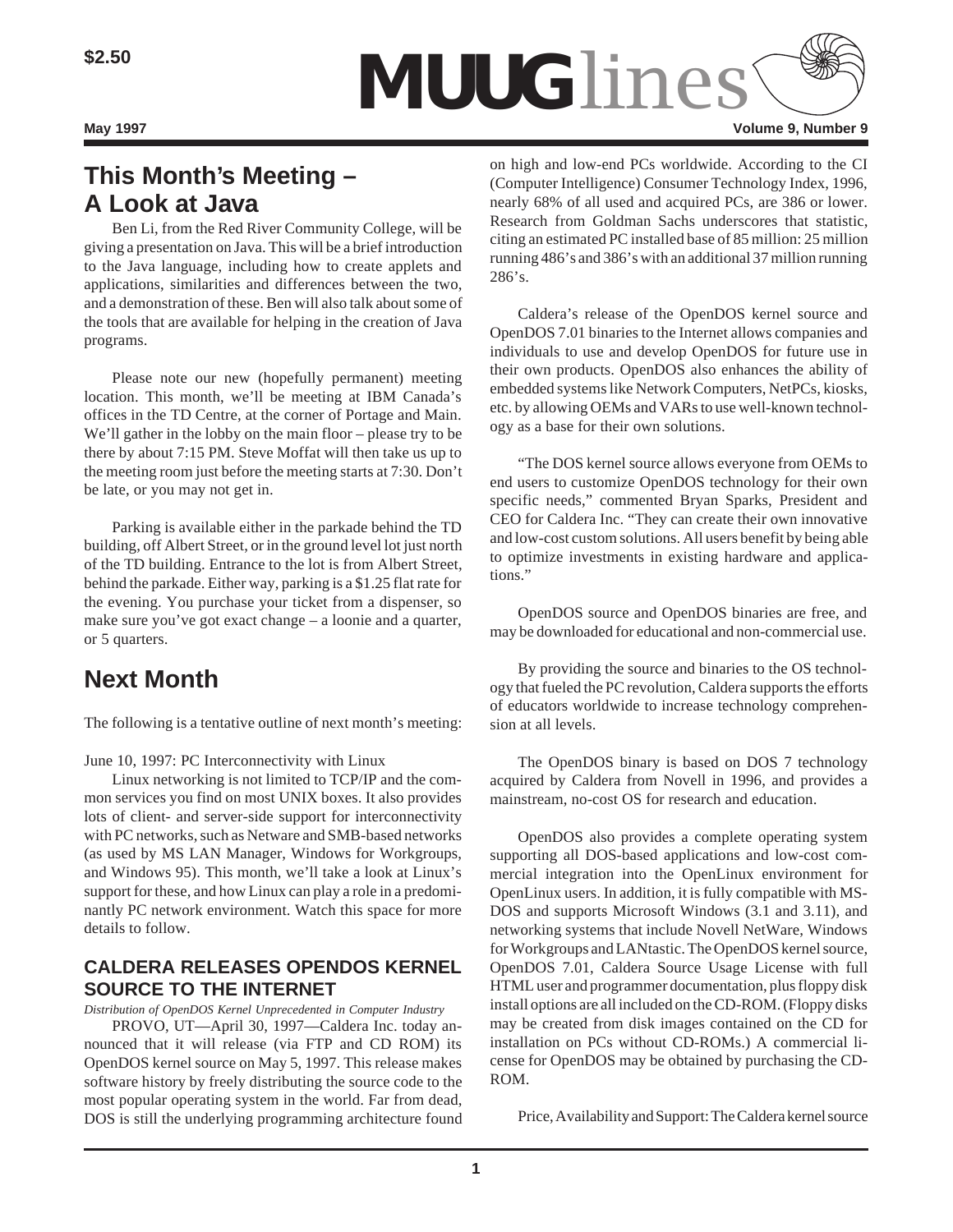$2.50

# MUUGlines

May 1997 Volume 9, Number 9

## This Month's Meeting – A Look at Java

Ben Li, from the Red River Community College, will be giving a presentation on Java. This will be a brief introduction to the Java language, including how to create applets and applications, similarities and differences between the two, and a demonstration of these. Ben will also talk about some of the tools that are available for helping in the creation of Java programs.

Please note our new (hopefully permanent) meeting location. This month, we'll be meeting at IBM Canada's offices in the TD Centre, at the corner of Portage and Main. We'll gather in the lobby on the main floor – please try to be there by about 7:15 PM. Steve Moffat will then take us up to the meeting room just before the meeting starts at 7:30. Don't be late, or you may not get in.

Parking is available either in the parkade behind the TD building, off Albert Street, or in the ground level lot just north of the TD building. Entrance to the lot is from Albert Street, behind the parkade. Either way, parking is a $1.25 flat rate for the evening. You purchase your ticket from a dispenser, so make sure you've got exact change – a loonie and a quarter, or 5 quarters.

## Next Month

The following is a tentative outline of next month's meeting:

June 10, 1997: PC Interconnectivity with Linux

Linux networking is not limited to TCP/IP and the common services you find on most UNIX boxes. It also provides lots of client- and server-side support for interconnectivity with PC networks, such as Netware and SMB-based networks (as used by MS LAN Manager, Windows for Workgroups, and Windows 95). This month, we'll take a look at Linux's support for these, and how Linux can play a role in a predominantly PC network environment. Watch this space for more details to follow.

### CALDERA RELEASES OPENDOS KERNEL SOURCE TO THE INTERNET

*Distribution of OpenDOS Kernel Unprecedented in Computer Industry*

PROVO, UT—April 30, 1997—Caldera Inc. today announced that it will release (via FTP and CD ROM) its OpenDOS kernel source on May 5, 1997. This release makes software history by freely distributing the source code to the most popular operating system in the world. Far from dead, DOS is still the underlying programming architecture found on high and low-end PCs worldwide. According to the CI (Computer Intelligence) Consumer Technology Index, 1996, nearly 68% of all used and acquired PCs, are 386 or lower. Research from Goldman Sachs underscores that statistic, citing an estimated PC installed base of 85 million: 25 million running 486's and 386's with an additional 37 million running 286's.

Caldera's release of the OpenDOS kernel source and OpenDOS 7.01 binaries to the Internet allows companies and individuals to use and develop OpenDOS for future use in their own products. OpenDOS also enhances the ability of embedded systems like Network Computers, NetPCs, kiosks, etc. by allowing OEMs and VARs to use well-known technology as a base for their own solutions.

"The DOS kernel source allows everyone from OEMs to end users to customize OpenDOS technology for their own specific needs," commented Bryan Sparks, President and CEO for Caldera Inc. "They can create their own innovative and low-cost custom solutions. All users benefit by being able to optimize investments in existing hardware and applications."

OpenDOS source and OpenDOS binaries are free, and may be downloaded for educational and non-commercial use.

By providing the source and binaries to the OS technology that fueled the PC revolution, Caldera supports the efforts of educators worldwide to increase technology comprehension at all levels.

The OpenDOS binary is based on DOS 7 technology acquired by Caldera from Novell in 1996, and provides a mainstream, no-cost OS for research and education.

OpenDOS also provides a complete operating system supporting all DOS-based applications and low-cost commercial integration into the OpenLinux environment for OpenLinux users. In addition, it is fully compatible with MS-DOS and supports Microsoft Windows (3.1 and 3.11), and networking systems that include Novell NetWare, Windows for Workgroups and LANtastic. The OpenDOS kernel source, OpenDOS 7.01, Caldera Source Usage License with full HTML user and programmer documentation, plus floppy disk install options are all included on the CD-ROM. (Floppy disks may be created from disk images contained on the CD for installation on PCs without CD-ROMs.) A commercial license for OpenDOS may be obtained by purchasing the CD-ROM.

Price, Availability and Support: The Caldera kernel source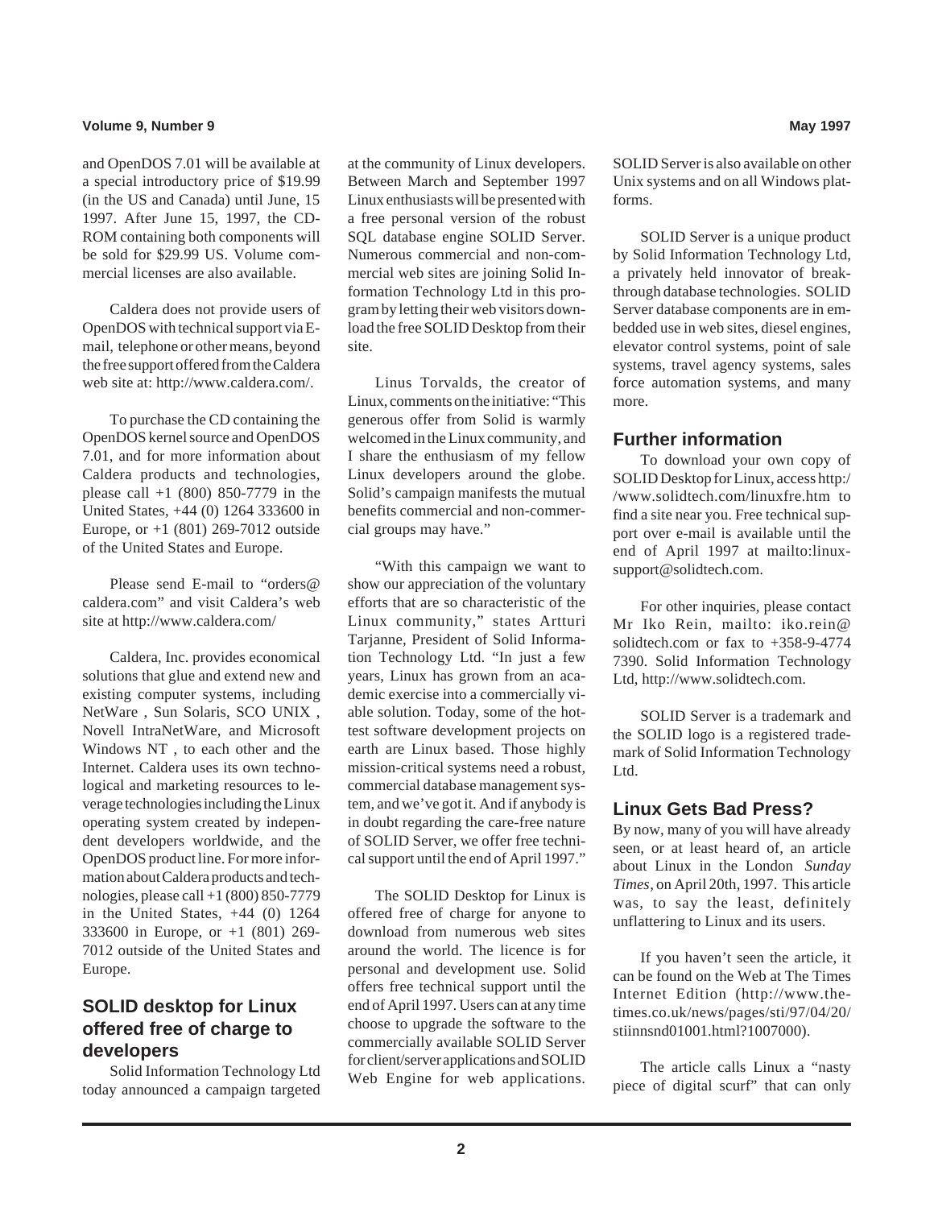and OpenDOS 7.01 will be available at a special introductory price of $19.99 (in the US and Canada) until June, 15 1997. After June 15, 1997, the CD-ROM containing both components will be sold for $29.99 US. Volume commercial licenses are also available.

Caldera does not provide users of OpenDOS with technical support via E-mail, telephone or other means, beyond the free support offered from the Caldera web site at: http://www.caldera.com/.

To purchase the CD containing the OpenDOS kernel source and OpenDOS 7.01, and for more information about Caldera products and technologies, please call +1 (800) 850-7779 in the United States, +44 (0) 1264 333600 in Europe, or +1 (801) 269-7012 outside of the United States and Europe.

Please send E-mail to "orders@caldera.com" and visit Caldera's web site at http://www.caldera.com/

Caldera, Inc. provides economical solutions that glue and extend new and existing computer systems, including NetWare , Sun Solaris, SCO UNIX , Novell IntraNetWare, and Microsoft Windows NT , to each other and the Internet. Caldera uses its own technological and marketing resources to leverage technologies including the Linux operating system created by independent developers worldwide, and the OpenDOS product line. For more information about Caldera products and technologies, please call +1 (800) 850-7779 in the United States, +44 (0) 1264 333600 in Europe, or +1 (801) 269-7012 outside of the United States and Europe.

## SOLID desktop for Linux offered free of charge to developers

Solid Information Technology Ltd today announced a campaign targeted at the community of Linux developers. Between March and September 1997 Linux enthusiasts will be presented with a free personal version of the robust SQL database engine SOLID Server. Numerous commercial and non-commercial web sites are joining Solid Information Technology Ltd in this program by letting their web visitors download the free SOLID Desktop from their site.

Linus Torvalds, the creator of Linux, comments on the initiative: "This generous offer from Solid is warmly welcomed in the Linux community, and I share the enthusiasm of my fellow Linux developers around the globe. Solid's campaign manifests the mutual benefits commercial and non-commercial groups may have."

"With this campaign we want to show our appreciation of the voluntary efforts that are so characteristic of the Linux community," states Artturi Tarjanne, President of Solid Information Technology Ltd. "In just a few years, Linux has grown from an academic exercise into a commercially viable solution. Today, some of the hottest software development projects on earth are Linux based. Those highly mission-critical systems need a robust, commercial database management system, and we've got it. And if anybody is in doubt regarding the care-free nature of SOLID Server, we offer free technical support until the end of April 1997."

The SOLID Desktop for Linux is offered free of charge for anyone to download from numerous web sites around the world. The licence is for personal and development use. Solid offers free technical support until the end of April 1997. Users can at any time choose to upgrade the software to the commercially available SOLID Server for client/server applications and SOLID Web Engine for web applications. SOLID Server is also available on other Unix systems and on all Windows platforms.

SOLID Server is a unique product by Solid Information Technology Ltd, a privately held innovator of breakthrough database technologies. SOLID Server database components are in embedded use in web sites, diesel engines, elevator control systems, point of sale systems, travel agency systems, sales force automation systems, and many more.

### Further information

To download your own copy of SOLID Desktop for Linux, access http://www.solidtech.com/linuxfre.htm to find a site near you. Free technical support over e-mail is available until the end of April 1997 at mailto:linux-support@solidtech.com.

For other inquiries, please contact Mr Iko Rein, mailto: iko.rein@solidtech.com or fax to +358-9-4774 7390. Solid Information Technology Ltd, http://www.solidtech.com.

SOLID Server is a trademark and the SOLID logo is a registered trademark of Solid Information Technology Ltd.

## Linux Gets Bad Press?

By now, many of you will have already seen, or at least heard of, an article about Linux in the London *Sunday Times*, on April 20th, 1997. This article was, to say the least, definitely unflattering to Linux and its users.

If you haven't seen the article, it can be found on the Web at The Times Internet Edition (http://www.the-times.co.uk/news/pages/sti/97/04/20/stiinnsnd01001.html?1007000).

The article calls Linux a "nasty piece of digital scurf" that can only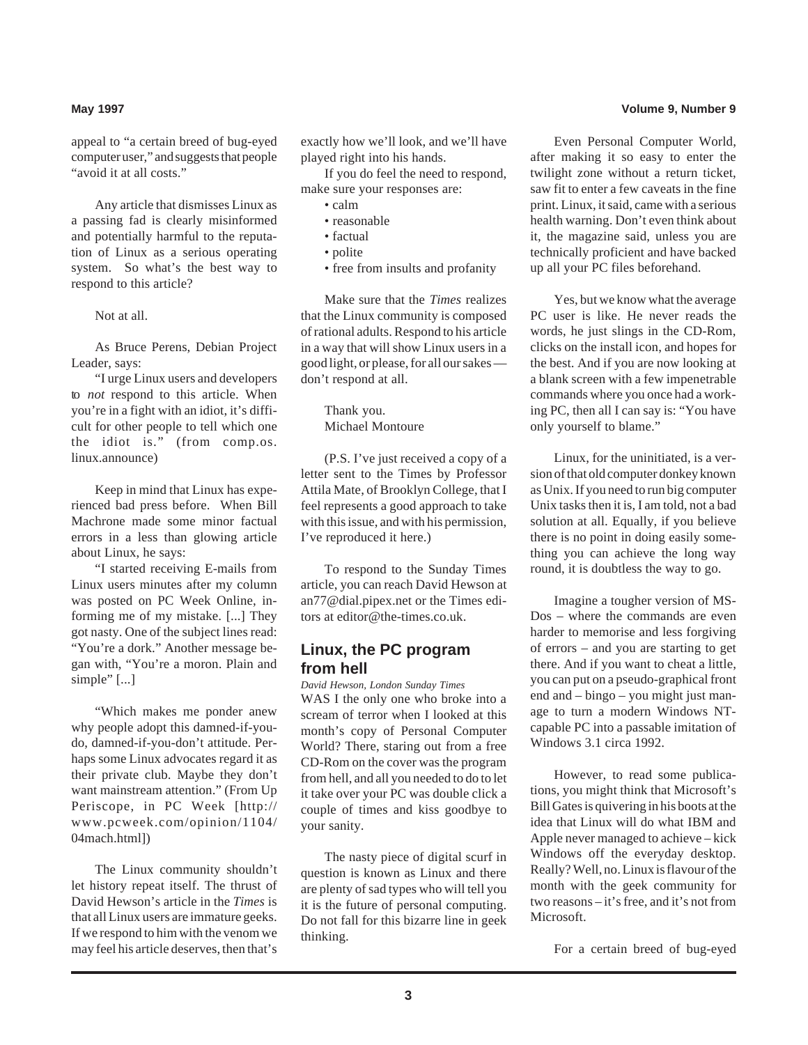appeal to "a certain breed of bug-eyed computer user," and suggests that people "avoid it at all costs."

Any article that dismisses Linux as a passing fad is clearly misinformed and potentially harmful to the reputation of Linux as a serious operating system. So what's the best way to respond to this article?

Not at all.

As Bruce Perens, Debian Project Leader, says:

"I urge Linux users and developers to *not* respond to this article. When you're in a fight with an idiot, it's difficult for other people to tell which one the idiot is." (from comp.os.linux.announce)

Keep in mind that Linux has experienced bad press before. When Bill Machrone made some minor factual errors in a less than glowing article about Linux, he says:

"I started receiving E-mails from Linux users minutes after my column was posted on PC Week Online, informing me of my mistake. [...] They got nasty. One of the subject lines read: "You're a dork." Another message began with, "You're a moron. Plain and simple" [...]

"Which makes me ponder anew why people adopt this damned-if-you-do, damned-if-you-don't attitude. Perhaps some Linux advocates regard it as their private club. Maybe they don't want mainstream attention." (From Up Periscope, in PC Week [http://www.pcweek.com/opinion/1104/04mach.html])

The Linux community shouldn't let history repeat itself. The thrust of David Hewson's article in the *Times* is that all Linux users are immature geeks. If we respond to him with the venom we may feel his article deserves, then that's exactly how we'll look, and we'll have played right into his hands.

If you do feel the need to respond, make sure your responses are:

- calm
- reasonable
- factual
- polite
- free from insults and profanity

Make sure that the *Times* realizes that the Linux community is composed of rational adults. Respond to his article in a way that will show Linux users in a good light, or please, for all our sakes — don't respond at all.

Thank you.
Michael Montoure

(P.S. I've just received a copy of a letter sent to the Times by Professor Attila Mate, of Brooklyn College, that I feel represents a good approach to take with this issue, and with his permission, I've reproduced it here.)

To respond to the Sunday Times article, you can reach David Hewson at an77@dial.pipex.net or the Times editors at editor@the-times.co.uk.

## Linux, the PC program from hell

*David Hewson, London Sunday Times*

WAS I the only one who broke into a scream of terror when I looked at this month's copy of Personal Computer World? There, staring out from a free CD-Rom on the cover was the program from hell, and all you needed to do to let it take over your PC was double click a couple of times and kiss goodbye to your sanity.

The nasty piece of digital scurf in question is known as Linux and there are plenty of sad types who will tell you it is the future of personal computing. Do not fall for this bizarre line in geek thinking.

Even Personal Computer World, after making it so easy to enter the twilight zone without a return ticket, saw fit to enter a few caveats in the fine print. Linux, it said, came with a serious health warning. Don't even think about it, the magazine said, unless you are technically proficient and have backed up all your PC files beforehand.

Yes, but we know what the average PC user is like. He never reads the words, he just slings in the CD-Rom, clicks on the install icon, and hopes for the best. And if you are now looking at a blank screen with a few impenetrable commands where you once had a working PC, then all I can say is: "You have only yourself to blame."

Linux, for the uninitiated, is a version of that old computer donkey known as Unix. If you need to run big computer Unix tasks then it is, I am told, not a bad solution at all. Equally, if you believe there is no point in doing easily something you can achieve the long way round, it is doubtless the way to go.

Imagine a tougher version of MS-Dos – where the commands are even harder to memorise and less forgiving of errors – and you are starting to get there. And if you want to cheat a little, you can put on a pseudo-graphical front end and – bingo – you might just manage to turn a modern Windows NT-capable PC into a passable imitation of Windows 3.1 circa 1992.

However, to read some publications, you might think that Microsoft's Bill Gates is quivering in his boots at the idea that Linux will do what IBM and Apple never managed to achieve – kick Windows off the everyday desktop. Really? Well, no. Linux is flavour of the month with the geek community for two reasons – it's free, and it's not from Microsoft.

For a certain breed of bug-eyed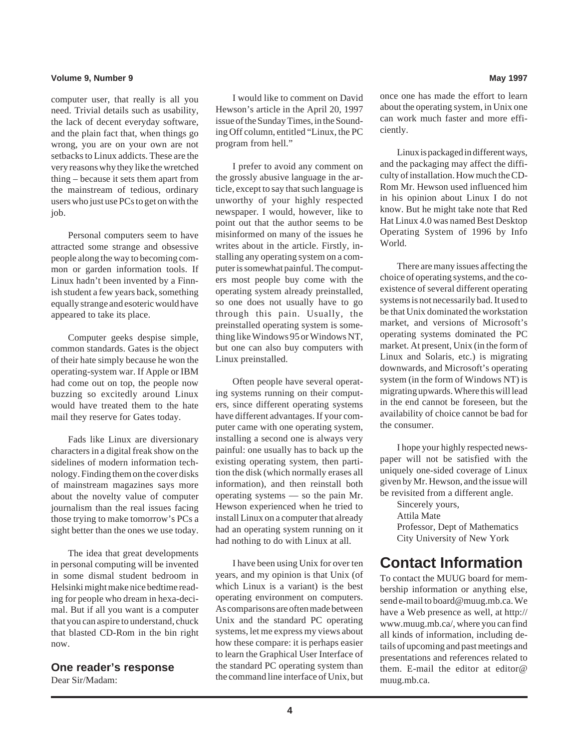computer user, that really is all you need. Trivial details such as usability, the lack of decent everyday software, and the plain fact that, when things go wrong, you are on your own are not setbacks to Linux addicts. These are the very reasons why they like the wretched thing – because it sets them apart from the mainstream of tedious, ordinary users who just use PCs to get on with the job.

Personal computers seem to have attracted some strange and obsessive people along the way to becoming common or garden information tools. If Linux hadn't been invented by a Finnish student a few years back, something equally strange and esoteric would have appeared to take its place.

Computer geeks despise simple, common standards. Gates is the object of their hate simply because he won the operating-system war. If Apple or IBM had come out on top, the people now buzzing so excitedly around Linux would have treated them to the hate mail they reserve for Gates today.

Fads like Linux are diversionary characters in a digital freak show on the sidelines of modern information technology. Finding them on the cover disks of mainstream magazines says more about the novelty value of computer journalism than the real issues facing those trying to make tomorrow's PCs a sight better than the ones we use today.

The idea that great developments in personal computing will be invented in some dismal student bedroom in Helsinki might make nice bedtime reading for people who dream in hexa-decimal. But if all you want is a computer that you can aspire to understand, chuck that blasted CD-Rom in the bin right now.

### One reader's response

Dear Sir/Madam:

I would like to comment on David Hewson's article in the April 20, 1997 issue of the Sunday Times, in the Sounding Off column, entitled "Linux, the PC program from hell."

I prefer to avoid any comment on the grossly abusive language in the article, except to say that such language is unworthy of your highly respected newspaper. I would, however, like to point out that the author seems to be misinformed on many of the issues he writes about in the article. Firstly, installing any operating system on a computer is somewhat painful. The computers most people buy come with the operating system already preinstalled, so one does not usually have to go through this pain. Usually, the preinstalled operating system is something like Windows 95 or Windows NT, but one can also buy computers with Linux preinstalled.

Often people have several operating systems running on their computers, since different operating systems have different advantages. If your computer came with one operating system, installing a second one is always very painful: one usually has to back up the existing operating system, then partition the disk (which normally erases all information), and then reinstall both operating systems — so the pain Mr. Hewson experienced when he tried to install Linux on a computer that already had an operating system running on it had nothing to do with Linux at all.

I have been using Unix for over ten years, and my opinion is that Unix (of which Linux is a variant) is the best operating environment on computers. As comparisons are often made between Unix and the standard PC operating systems, let me express my views about how these compare: it is perhaps easier to learn the Graphical User Interface of the standard PC operating system than the command line interface of Unix, but once one has made the effort to learn about the operating system, in Unix one can work much faster and more efficiently.

Linux is packaged in different ways, and the packaging may affect the difficulty of installation. How much the CD-Rom Mr. Hewson used influenced him in his opinion about Linux I do not know. But he might take note that Red Hat Linux 4.0 was named Best Desktop Operating System of 1996 by Info World.

There are many issues affecting the choice of operating systems, and the coexistence of several different operating systems is not necessarily bad. It used to be that Unix dominated the workstation market, and versions of Microsoft's operating systems dominated the PC market. At present, Unix (in the form of Linux and Solaris, etc.) is migrating downwards, and Microsoft's operating system (in the form of Windows NT) is migrating upwards. Where this will lead in the end cannot be foreseen, but the availability of choice cannot be bad for the consumer.

I hope your highly respected newspaper will not be satisfied with the uniquely one-sided coverage of Linux given by Mr. Hewson, and the issue will be revisited from a different angle.

Sincerely yours,
Attila Mate
Professor, Dept of Mathematics
City University of New York

## Contact Information

To contact the MUUG board for membership information or anything else, send e-mail to board@muug.mb.ca. We have a Web presence as well, at http://www.muug.mb.ca/, where you can find all kinds of information, including details of upcoming and past meetings and presentations and references related to them. E-mail the editor at editor@muug.mb.ca.